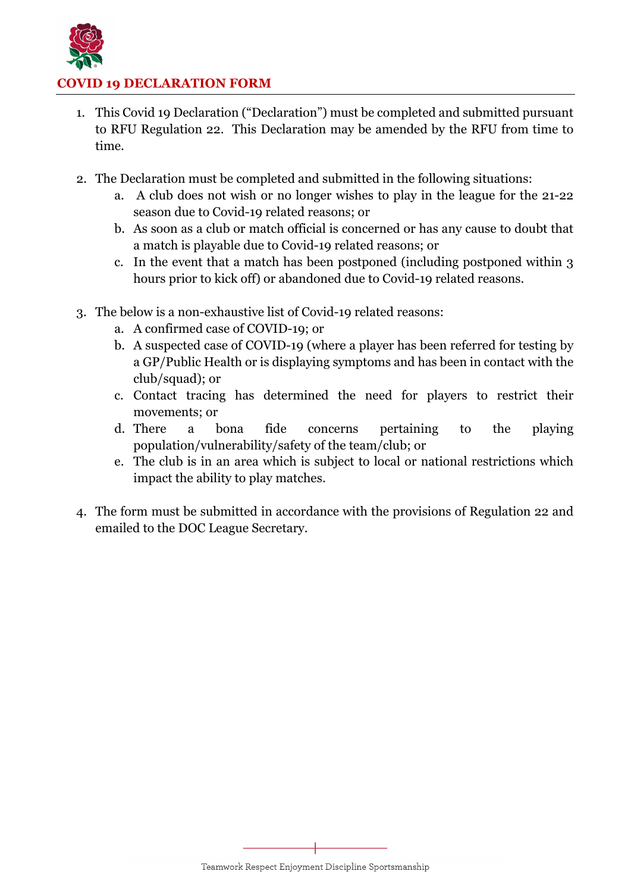# COVID 19 DECLARATION FORM

1. This Covid 19 Declaration ("Declaration") must be completed and submitted pursuant to RFU Regulation 22. This Declaration may be amended by the RFU from time to time.

2. The Declaration must be completed and submitted in the following situations:
   a. A club does not wish or no longer wishes to play in the league for the 21-22 season due to Covid-19 related reasons; or
   b. As soon as a club or match official is concerned or has any cause to doubt that a match is playable due to Covid-19 related reasons; or
   c. In the event that a match has been postponed (including postponed within 3 hours prior to kick off) or abandoned due to Covid-19 related reasons.

3. The below is a non-exhaustive list of Covid-19 related reasons:
   a. A confirmed case of COVID-19; or
   b. A suspected case of COVID-19 (where a player has been referred for testing by a GP/Public Health or is displaying symptoms and has been in contact with the club/squad); or
   c. Contact tracing has determined the need for players to restrict their movements; or
   d. There a bona fide concerns pertaining to the playing population/vulnerability/safety of the team/club; or
   e. The club is in an area which is subject to local or national restrictions which impact the ability to play matches.

4. The form must be submitted in accordance with the provisions of Regulation 22 and emailed to the DOC League Secretary.

Teamwork Respect Enjoyment Discipline Sportsmanship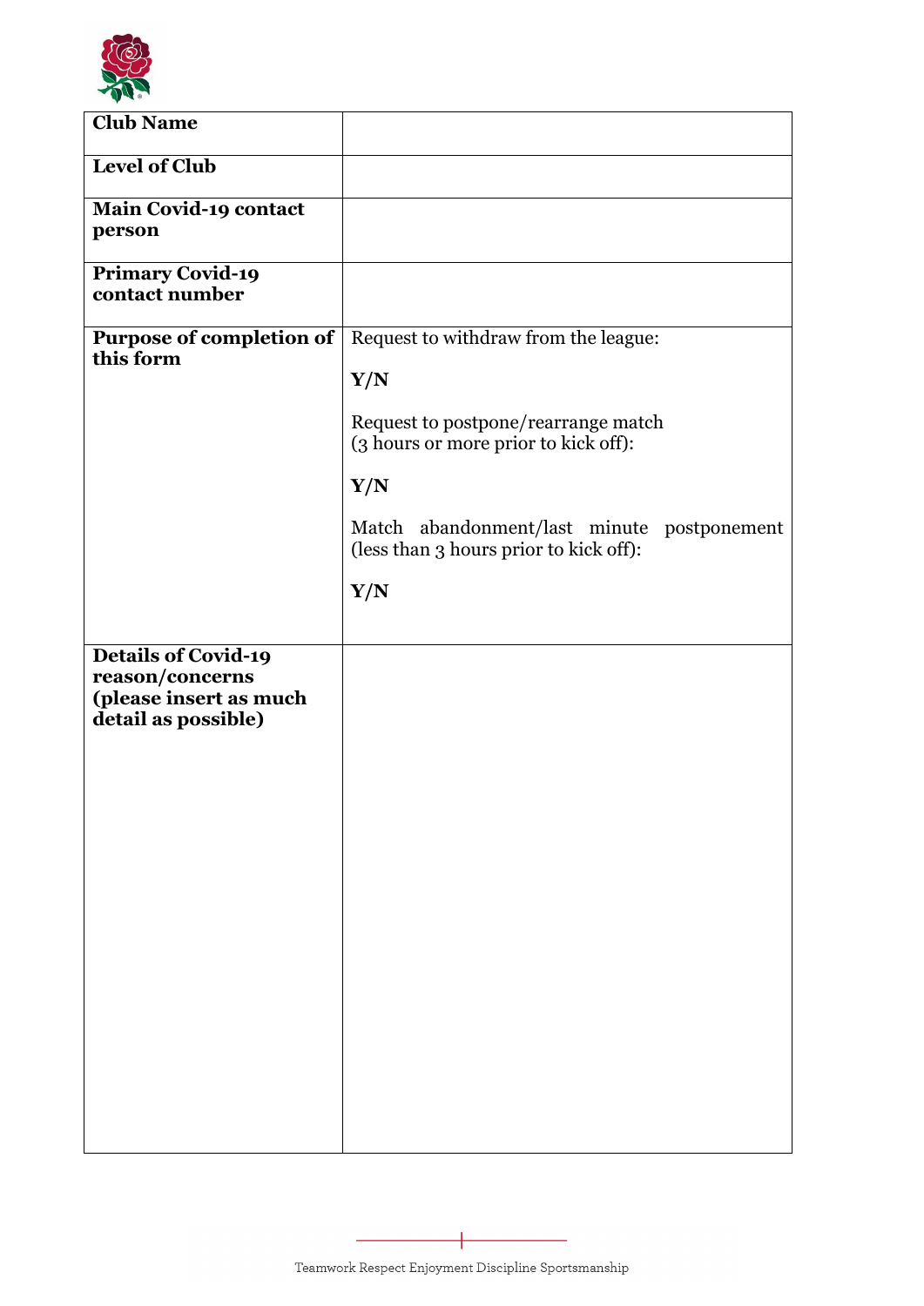| | |
|---|---|
| **Club Name** | |
| **Level of Club** | |
| **Main Covid-19 contact person** | |
| **Primary Covid-19 contact number** | |
| **Purpose of completion of this form** | Request to withdraw from the league:<br><br>**Y/N**<br><br>Request to postpone/rearrange match (3 hours or more prior to kick off):<br><br>**Y/N**<br><br>Match abandonment/last minute postponement (less than 3 hours prior to kick off):<br><br>**Y/N** |
| **Details of Covid-19 reason/concerns (please insert as much detail as possible)** | |

Teamwork Respect Enjoyment Discipline Sportsmanship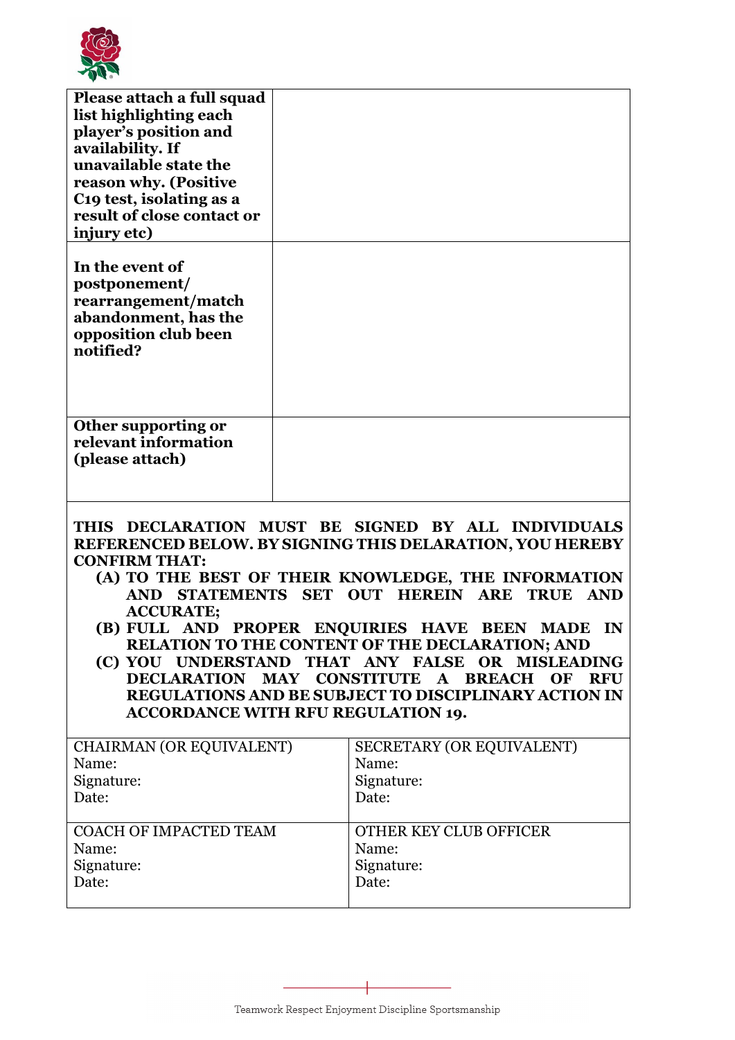| | |
|---|---|
| **Please attach a full squad list highlighting each player's position and availability. If unavailable state the reason why. (Positive C19 test, isolating as a result of close contact or injury etc)** | |
| **In the event of postponement/ rearrangement/match abandonment, has the opposition club been notified?** | |
| **Other supporting or relevant information (please attach)** | |

**THIS DECLARATION MUST BE SIGNED BY ALL INDIVIDUALS REFERENCED BELOW. BY SIGNING THIS DELARATION, YOU HEREBY CONFIRM THAT:**

**(A) TO THE BEST OF THEIR KNOWLEDGE, THE INFORMATION AND STATEMENTS SET OUT HEREIN ARE TRUE AND ACCURATE;**

**(B) FULL AND PROPER ENQUIRIES HAVE BEEN MADE IN RELATION TO THE CONTENT OF THE DECLARATION; AND**

**(C) YOU UNDERSTAND THAT ANY FALSE OR MISLEADING DECLARATION MAY CONSTITUTE A BREACH OF RFU REGULATIONS AND BE SUBJECT TO DISCIPLINARY ACTION IN ACCORDANCE WITH RFU REGULATION 19.**

| | |
|---|---|
| CHAIRMAN (OR EQUIVALENT)<br>Name:<br>Signature:<br>Date: | SECRETARY (OR EQUIVALENT)<br>Name:<br>Signature:<br>Date: |
| COACH OF IMPACTED TEAM<br>Name:<br>Signature:<br>Date: | OTHER KEY CLUB OFFICER<br>Name:<br>Signature:<br>Date: |

Teamwork Respect Enjoyment Discipline Sportsmanship